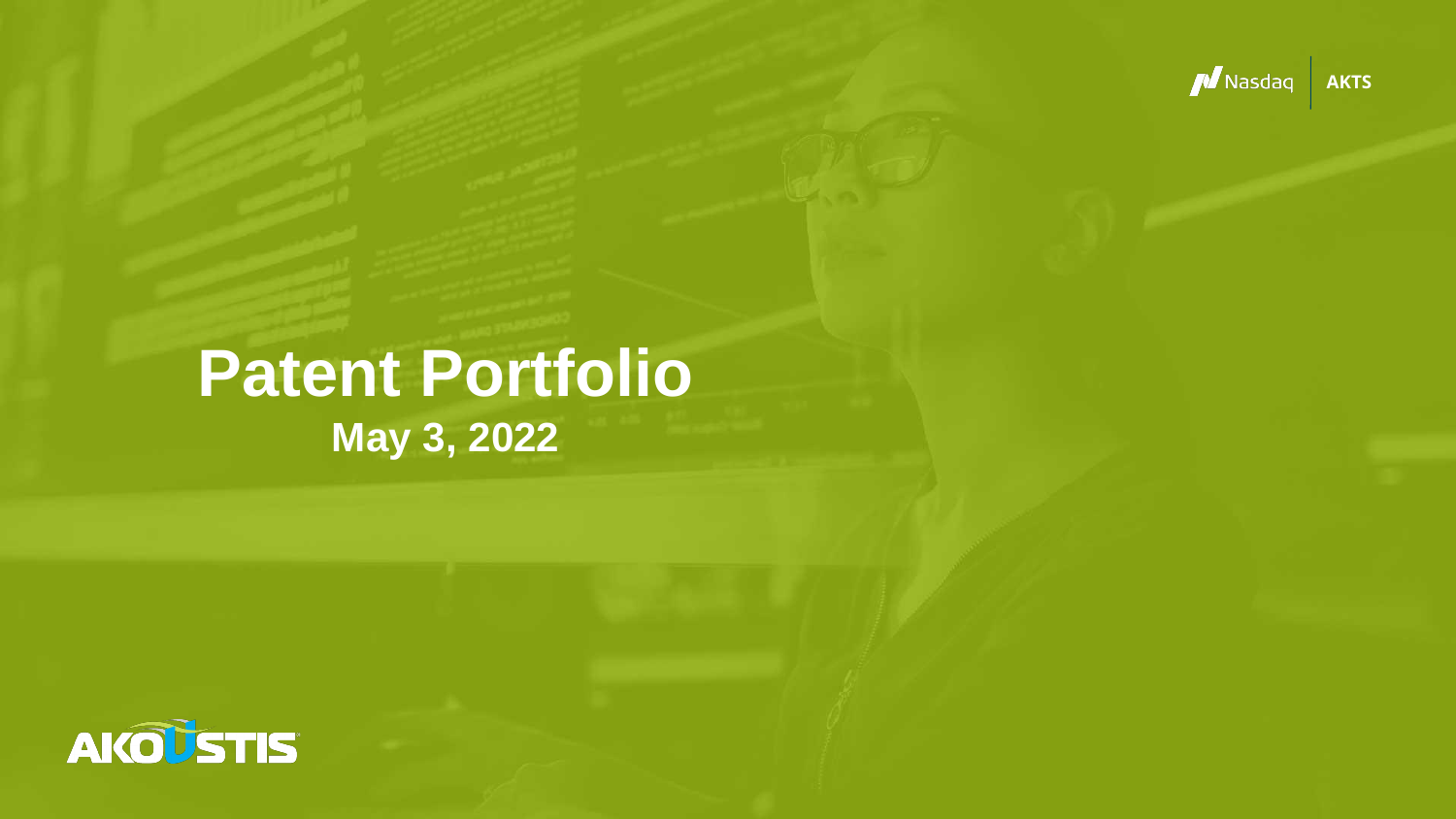Nasdaq | AKTS

# Patent Portfolio

**May 3, 2022**

AKOUSTIS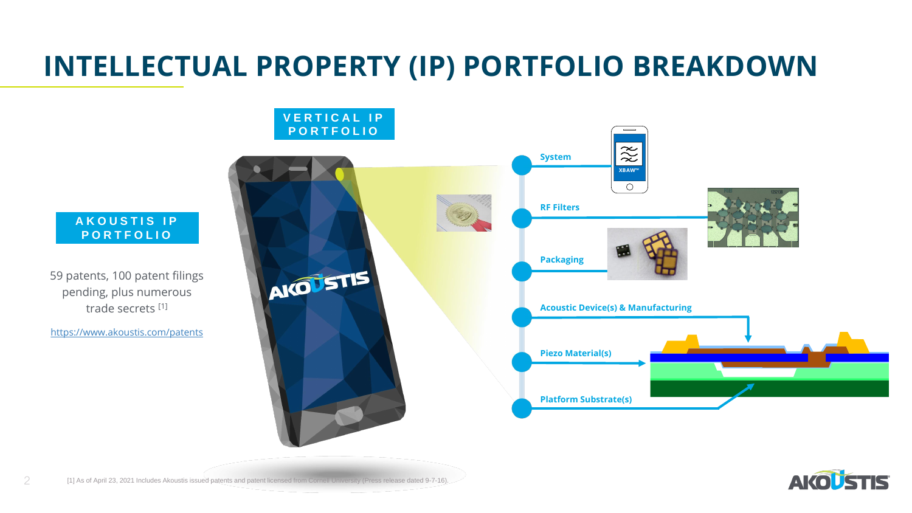# INTELLECTUAL PROPERTY (IP) PORTFOLIO BREAKDOWN

## AKOUSTIS IP PORTFOLIO

59 patents, 100 patent filings pending, plus numerous trade secrets [1]

https://www.akoustis.com/patents

## VERTICAL IP PORTFOLIO

- System
- RF Filters
- Packaging
- Acoustic Device(s) & Manufacturing
- Piezo Material(s)
- Platform Substrate(s)

[1] As of April 23, 2021 Includes Akoustis issued patents and patent licensed from Cornell University (Press release dated 9-7-16).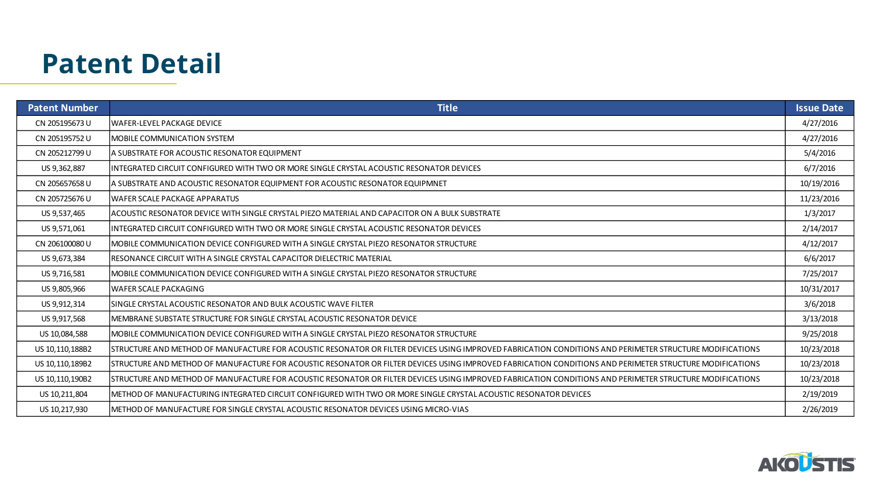# Patent Detail

| Patent Number | Title | Issue Date |
|---|---|---|
| CN 205195673 U | WAFER-LEVEL PACKAGE DEVICE | 4/27/2016 |
| CN 205195752 U | MOBILE COMMUNICATION SYSTEM | 4/27/2016 |
| CN 205212799 U | A SUBSTRATE FOR ACOUSTIC RESONATOR EQUIPMENT | 5/4/2016 |
| US 9,362,887 | INTEGRATED CIRCUIT CONFIGURED WITH TWO OR MORE SINGLE CRYSTAL ACOUSTIC RESONATOR DEVICES | 6/7/2016 |
| CN 205657658 U | A SUBSTRATE AND ACOUSTIC RESONATOR EQUIPMENT FOR ACOUSTIC RESONATOR EQUIPMNET | 10/19/2016 |
| CN 205725676 U | WAFER SCALE PACKAGE APPARATUS | 11/23/2016 |
| US 9,537,465 | ACOUSTIC RESONATOR DEVICE WITH SINGLE CRYSTAL PIEZO MATERIAL AND CAPACITOR ON A BULK SUBSTRATE | 1/3/2017 |
| US 9,571,061 | INTEGRATED CIRCUIT CONFIGURED WITH TWO OR MORE SINGLE CRYSTAL ACOUSTIC RESONATOR DEVICES | 2/14/2017 |
| CN 206100080 U | MOBILE COMMUNICATION DEVICE CONFIGURED WITH A SINGLE CRYSTAL PIEZO RESONATOR STRUCTURE | 4/12/2017 |
| US 9,673,384 | RESONANCE CIRCUIT WITH A SINGLE CRYSTAL CAPACITOR DIELECTRIC MATERIAL | 6/6/2017 |
| US 9,716,581 | MOBILE COMMUNICATION DEVICE CONFIGURED WITH A SINGLE CRYSTAL PIEZO RESONATOR STRUCTURE | 7/25/2017 |
| US 9,805,966 | WAFER SCALE PACKAGING | 10/31/2017 |
| US 9,912,314 | SINGLE CRYSTAL ACOUSTIC RESONATOR AND BULK ACOUSTIC WAVE FILTER | 3/6/2018 |
| US 9,917,568 | MEMBRANE SUBSTATE STRUCTURE FOR SINGLE CRYSTAL ACOUSTIC RESONATOR DEVICE | 3/13/2018 |
| US 10,084,588 | MOBILE COMMUNICATION DEVICE CONFIGURED WITH A SINGLE CRYSTAL PIEZO RESONATOR STRUCTURE | 9/25/2018 |
| US 10,110,188B2 | STRUCTURE AND METHOD OF MANUFACTURE FOR ACOUSTIC RESONATOR OR FILTER DEVICES USING IMPROVED FABRICATION CONDITIONS AND PERIMETER STRUCTURE MODIFICATIONS | 10/23/2018 |
| US 10,110,189B2 | STRUCTURE AND METHOD OF MANUFACTURE FOR ACOUSTIC RESONATOR OR FILTER DEVICES USING IMPROVED FABRICATION CONDITIONS AND PERIMETER STRUCTURE MODIFICATIONS | 10/23/2018 |
| US 10,110,190B2 | STRUCTURE AND METHOD OF MANUFACTURE FOR ACOUSTIC RESONATOR OR FILTER DEVICES USING IMPROVED FABRICATION CONDITIONS AND PERIMETER STRUCTURE MODIFICATIONS | 10/23/2018 |
| US 10,211,804 | METHOD OF MANUFACTURING INTEGRATED CIRCUIT CONFIGURED WITH TWO OR MORE SINGLE CRYSTAL ACOUSTIC RESONATOR DEVICES | 2/19/2019 |
| US 10,217,930 | METHOD OF MANUFACTURE FOR SINGLE CRYSTAL ACOUSTIC RESONATOR DEVICES USING MICRO-VIAS | 2/26/2019 |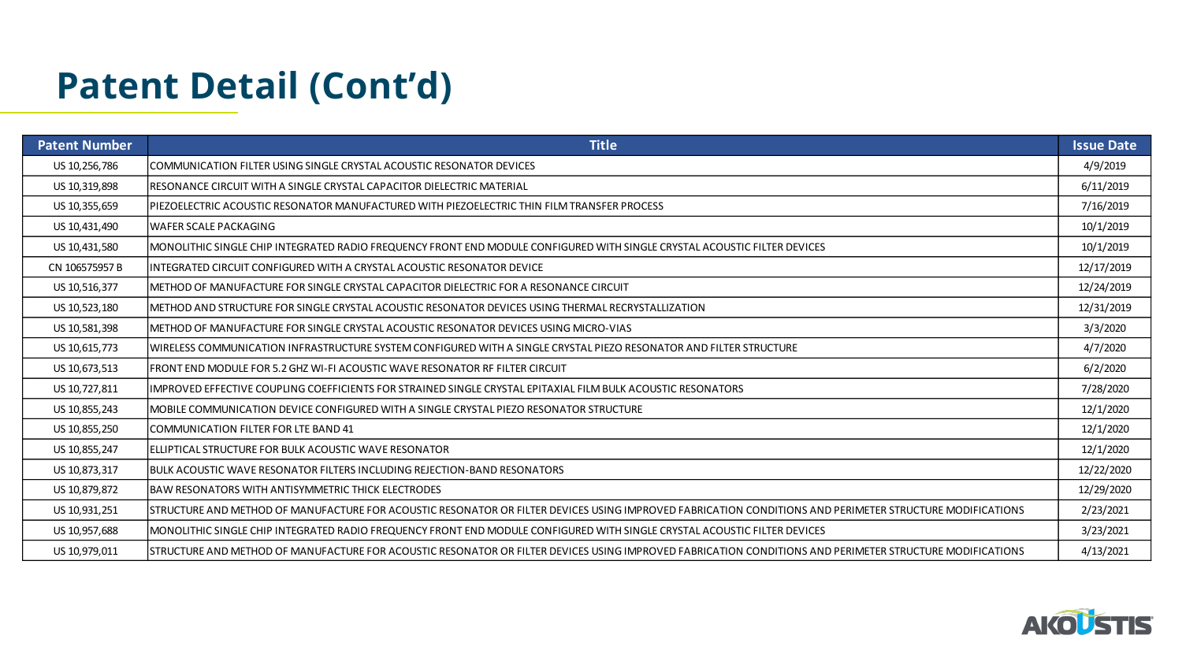# Patent Detail (Cont'd)

| Patent Number | Title | Issue Date |
|---|---|---|
| US 10,256,786 | COMMUNICATION FILTER USING SINGLE CRYSTAL ACOUSTIC RESONATOR DEVICES | 4/9/2019 |
| US 10,319,898 | RESONANCE CIRCUIT WITH A SINGLE CRYSTAL CAPACITOR DIELECTRIC MATERIAL | 6/11/2019 |
| US 10,355,659 | PIEZOELECTRIC ACOUSTIC RESONATOR MANUFACTURED WITH PIEZOELECTRIC THIN FILM TRANSFER PROCESS | 7/16/2019 |
| US 10,431,490 | WAFER SCALE PACKAGING | 10/1/2019 |
| US 10,431,580 | MONOLITHIC SINGLE CHIP INTEGRATED RADIO FREQUENCY FRONT END MODULE CONFIGURED WITH SINGLE CRYSTAL ACOUSTIC FILTER DEVICES | 10/1/2019 |
| CN 106575957 B | INTEGRATED CIRCUIT CONFIGURED WITH A CRYSTAL ACOUSTIC RESONATOR DEVICE | 12/17/2019 |
| US 10,516,377 | METHOD OF MANUFACTURE FOR SINGLE CRYSTAL CAPACITOR DIELECTRIC FOR A RESONANCE CIRCUIT | 12/24/2019 |
| US 10,523,180 | METHOD AND STRUCTURE FOR SINGLE CRYSTAL ACOUSTIC RESONATOR DEVICES USING THERMAL RECRYSTALLIZATION | 12/31/2019 |
| US 10,581,398 | METHOD OF MANUFACTURE FOR SINGLE CRYSTAL ACOUSTIC RESONATOR DEVICES USING MICRO-VIAS | 3/3/2020 |
| US 10,615,773 | WIRELESS COMMUNICATION INFRASTRUCTURE SYSTEM CONFIGURED WITH A SINGLE CRYSTAL PIEZO RESONATOR AND FILTER STRUCTURE | 4/7/2020 |
| US 10,673,513 | FRONT END MODULE FOR 5.2 GHZ WI-FI ACOUSTIC WAVE RESONATOR RF FILTER CIRCUIT | 6/2/2020 |
| US 10,727,811 | IMPROVED EFFECTIVE COUPLING COEFFICIENTS FOR STRAINED SINGLE CRYSTAL EPITAXIAL FILM BULK ACOUSTIC RESONATORS | 7/28/2020 |
| US 10,855,243 | MOBILE COMMUNICATION DEVICE CONFIGURED WITH A SINGLE CRYSTAL PIEZO RESONATOR STRUCTURE | 12/1/2020 |
| US 10,855,250 | COMMUNICATION FILTER FOR LTE BAND 41 | 12/1/2020 |
| US 10,855,247 | ELLIPTICAL STRUCTURE FOR BULK ACOUSTIC WAVE RESONATOR | 12/1/2020 |
| US 10,873,317 | BULK ACOUSTIC WAVE RESONATOR FILTERS INCLUDING REJECTION-BAND RESONATORS | 12/22/2020 |
| US 10,879,872 | BAW RESONATORS WITH ANTISYMMETRIC THICK ELECTRODES | 12/29/2020 |
| US 10,931,251 | STRUCTURE AND METHOD OF MANUFACTURE FOR ACOUSTIC RESONATOR OR FILTER DEVICES USING IMPROVED FABRICATION CONDITIONS AND PERIMETER STRUCTURE MODIFICATIONS | 2/23/2021 |
| US 10,957,688 | MONOLITHIC SINGLE CHIP INTEGRATED RADIO FREQUENCY FRONT END MODULE CONFIGURED WITH SINGLE CRYSTAL ACOUSTIC FILTER DEVICES | 3/23/2021 |
| US 10,979,011 | STRUCTURE AND METHOD OF MANUFACTURE FOR ACOUSTIC RESONATOR OR FILTER DEVICES USING IMPROVED FABRICATION CONDITIONS AND PERIMETER STRUCTURE MODIFICATIONS | 4/13/2021 |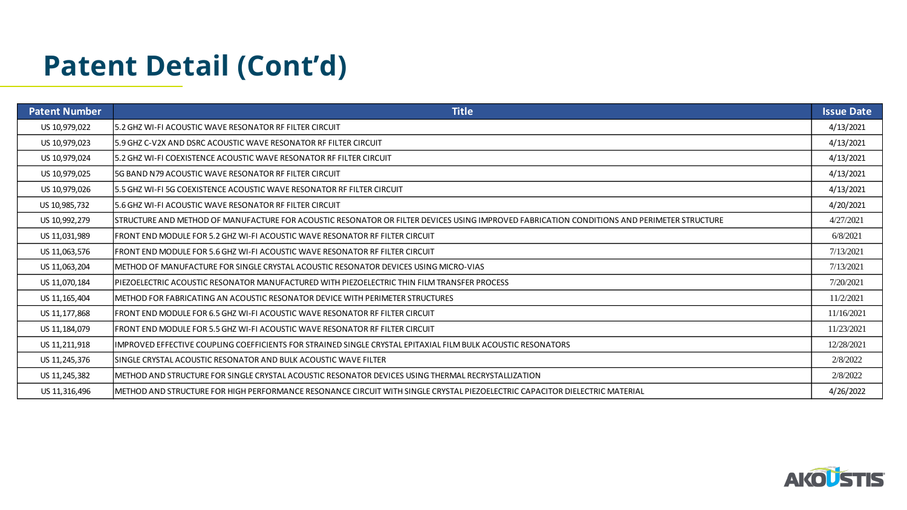# Patent Detail (Cont'd)

| Patent Number | Title | Issue Date |
|---|---|---|
| US 10,979,022 | 5.2 GHZ WI-FI ACOUSTIC WAVE RESONATOR RF FILTER CIRCUIT | 4/13/2021 |
| US 10,979,023 | 5.9 GHZ C-V2X AND DSRC ACOUSTIC WAVE RESONATOR RF FILTER CIRCUIT | 4/13/2021 |
| US 10,979,024 | 5.2 GHZ WI-FI COEXISTENCE ACOUSTIC WAVE RESONATOR RF FILTER CIRCUIT | 4/13/2021 |
| US 10,979,025 | 5G BAND N79 ACOUSTIC WAVE RESONATOR RF FILTER CIRCUIT | 4/13/2021 |
| US 10,979,026 | 5.5 GHZ WI-FI 5G COEXISTENCE ACOUSTIC WAVE RESONATOR RF FILTER CIRCUIT | 4/13/2021 |
| US 10,985,732 | 5.6 GHZ WI-FI ACOUSTIC WAVE RESONATOR RF FILTER CIRCUIT | 4/20/2021 |
| US 10,992,279 | STRUCTURE AND METHOD OF MANUFACTURE FOR ACOUSTIC RESONATOR OR FILTER DEVICES USING IMPROVED FABRICATION CONDITIONS AND PERIMETER STRUCTURE | 4/27/2021 |
| US 11,031,989 | FRONT END MODULE FOR 5.2 GHZ WI-FI ACOUSTIC WAVE RESONATOR RF FILTER CIRCUIT | 6/8/2021 |
| US 11,063,576 | FRONT END MODULE FOR 5.6 GHZ WI-FI ACOUSTIC WAVE RESONATOR RF FILTER CIRCUIT | 7/13/2021 |
| US 11,063,204 | METHOD OF MANUFACTURE FOR SINGLE CRYSTAL ACOUSTIC RESONATOR DEVICES USING MICRO-VIAS | 7/13/2021 |
| US 11,070,184 | PIEZOELECTRIC ACOUSTIC RESONATOR MANUFACTURED WITH PIEZOELECTRIC THIN FILM TRANSFER PROCESS | 7/20/2021 |
| US 11,165,404 | METHOD FOR FABRICATING AN ACOUSTIC RESONATOR DEVICE WITH PERIMETER STRUCTURES | 11/2/2021 |
| US 11,177,868 | FRONT END MODULE FOR 6.5 GHZ WI-FI ACOUSTIC WAVE RESONATOR RF FILTER CIRCUIT | 11/16/2021 |
| US 11,184,079 | FRONT END MODULE FOR 5.5 GHZ WI-FI ACOUSTIC WAVE RESONATOR RF FILTER CIRCUIT | 11/23/2021 |
| US 11,211,918 | IMPROVED EFFECTIVE COUPLING COEFFICIENTS FOR STRAINED SINGLE CRYSTAL EPITAXIAL FILM BULK ACOUSTIC RESONATORS | 12/28/2021 |
| US 11,245,376 | SINGLE CRYSTAL ACOUSTIC RESONATOR AND BULK ACOUSTIC WAVE FILTER | 2/8/2022 |
| US 11,245,382 | METHOD AND STRUCTURE FOR SINGLE CRYSTAL ACOUSTIC RESONATOR DEVICES USING THERMAL RECRYSTALLIZATION | 2/8/2022 |
| US 11,316,496 | METHOD AND STRUCTURE FOR HIGH PERFORMANCE RESONANCE CIRCUIT WITH SINGLE CRYSTAL PIEZOELECTRIC CAPACITOR DIELECTRIC MATERIAL | 4/26/2022 |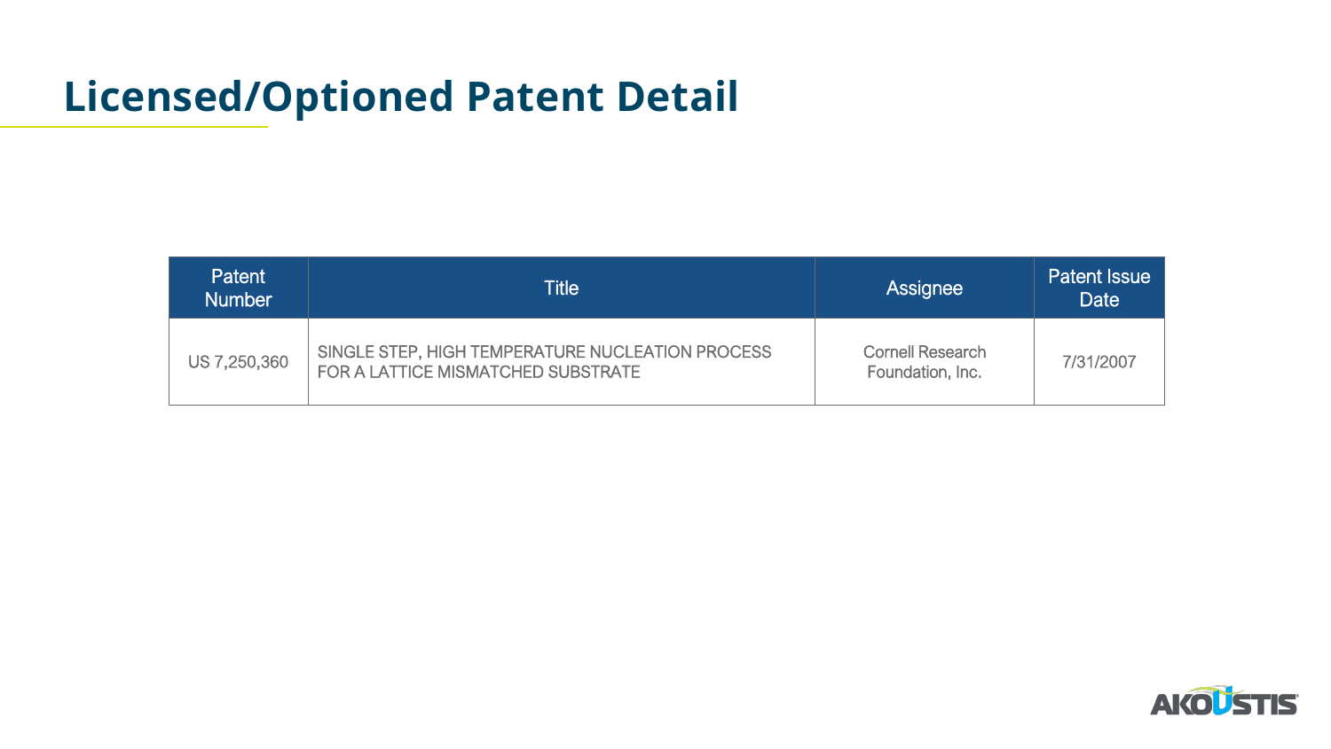# Licensed/Optioned Patent Detail

| Patent Number | Title | Assignee | Patent Issue Date |
|---|---|---|---|
| US 7,250,360 | SINGLE STEP, HIGH TEMPERATURE NUCLEATION PROCESS FOR A LATTICE MISMATCHED SUBSTRATE | Cornell Research Foundation, Inc. | 7/31/2007 |